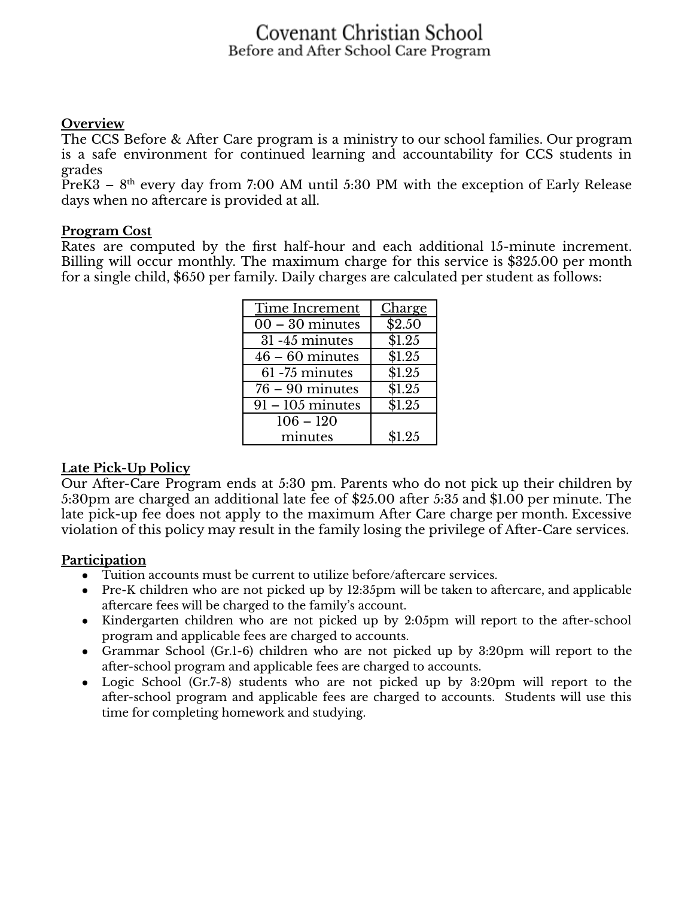# Covenant Christian School
## Before and After School Care Program

**Overview**

The CCS Before & After Care program is a ministry to our school families. Our program is a safe environment for continued learning and accountability for CCS students in grades
PreK3 – 8th every day from 7:00 AM until 5:30 PM with the exception of Early Release days when no aftercare is provided at all.

**Program Cost**

Rates are computed by the first half-hour and each additional 15-minute increment. Billing will occur monthly. The maximum charge for this service is $325.00 per month for a single child, $650 per family. Daily charges are calculated per student as follows:

| Time Increment | Charge |
| --- | --- |
| 00 – 30 minutes | $2.50 |
| 31 -45 minutes | $1.25 |
| 46 – 60 minutes | $1.25 |
| 61 -75 minutes | $1.25 |
| 76 – 90 minutes | $1.25 |
| 91 – 105 minutes | $1.25 |
| 106 – 120 minutes | $1.25 |

**Late Pick-Up Policy**

Our After-Care Program ends at 5:30 pm. Parents who do not pick up their children by 5:30pm are charged an additional late fee of $25.00 after 5:35 and $1.00 per minute. The late pick-up fee does not apply to the maximum After Care charge per month. Excessive violation of this policy may result in the family losing the privilege of After-Care services.

**Participation**

- Tuition accounts must be current to utilize before/aftercare services.
- Pre-K children who are not picked up by 12:35pm will be taken to aftercare, and applicable aftercare fees will be charged to the family's account.
- Kindergarten children who are not picked up by 2:05pm will report to the after-school program and applicable fees are charged to accounts.
- Grammar School (Gr.1-6) children who are not picked up by 3:20pm will report to the after-school program and applicable fees are charged to accounts.
- Logic School (Gr.7-8) students who are not picked up by 3:20pm will report to the after-school program and applicable fees are charged to accounts. Students will use this time for completing homework and studying.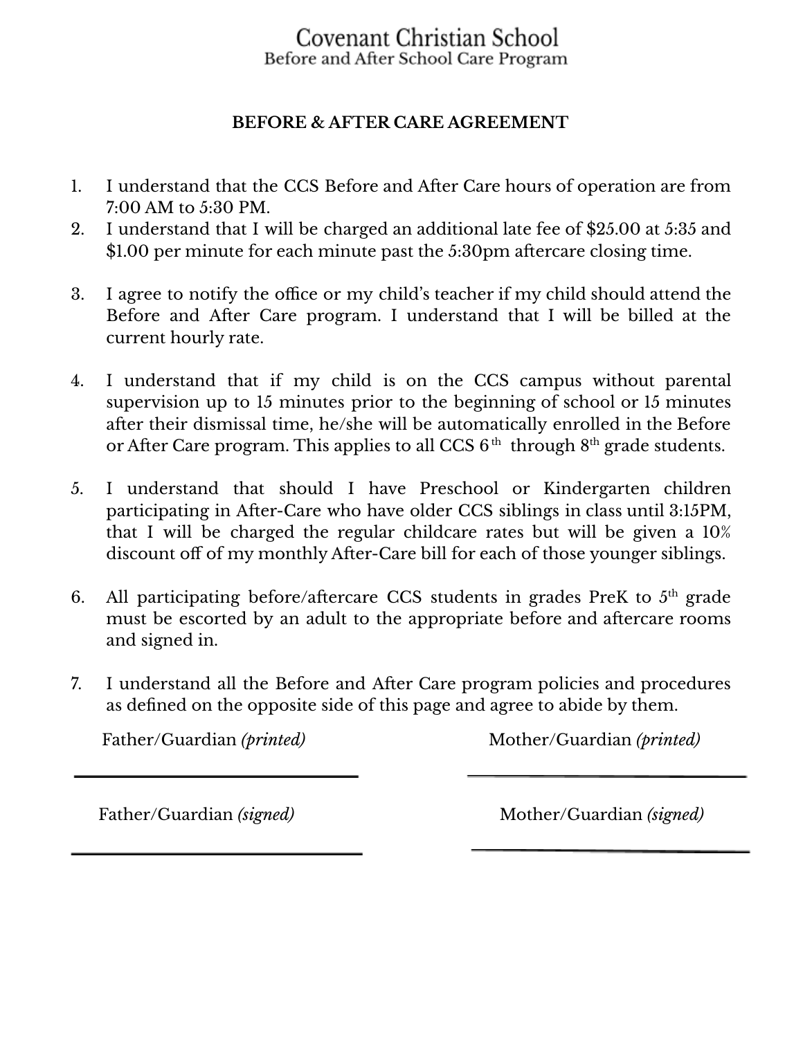Covenant Christian School
Before and After School Care Program

**BEFORE & AFTER CARE AGREEMENT**

1. I understand that the CCS Before and After Care hours of operation are from 7:00 AM to 5:30 PM.
2. I understand that I will be charged an additional late fee of $25.00 at 5:35 and $1.00 per minute for each minute past the 5:30pm aftercare closing time.
3. I agree to notify the office or my child's teacher if my child should attend the Before and After Care program. I understand that I will be billed at the current hourly rate.
4. I understand that if my child is on the CCS campus without parental supervision up to 15 minutes prior to the beginning of school or 15 minutes after their dismissal time, he/she will be automatically enrolled in the Before or After Care program. This applies to all CCS 6th through 8th grade students.
5. I understand that should I have Preschool or Kindergarten children participating in After-Care who have older CCS siblings in class until 3:15PM, that I will be charged the regular childcare rates but will be given a 10% discount off of my monthly After-Care bill for each of those younger siblings.
6. All participating before/aftercare CCS students in grades PreK to 5th grade must be escorted by an adult to the appropriate before and aftercare rooms and signed in.
7. I understand all the Before and After Care program policies and procedures as defined on the opposite side of this page and agree to abide by them.

Father/Guardian *(printed)*

______________________________

Mother/Guardian *(printed)*

______________________________

Father/Guardian *(signed)*

______________________________

Mother/Guardian *(signed)*

______________________________